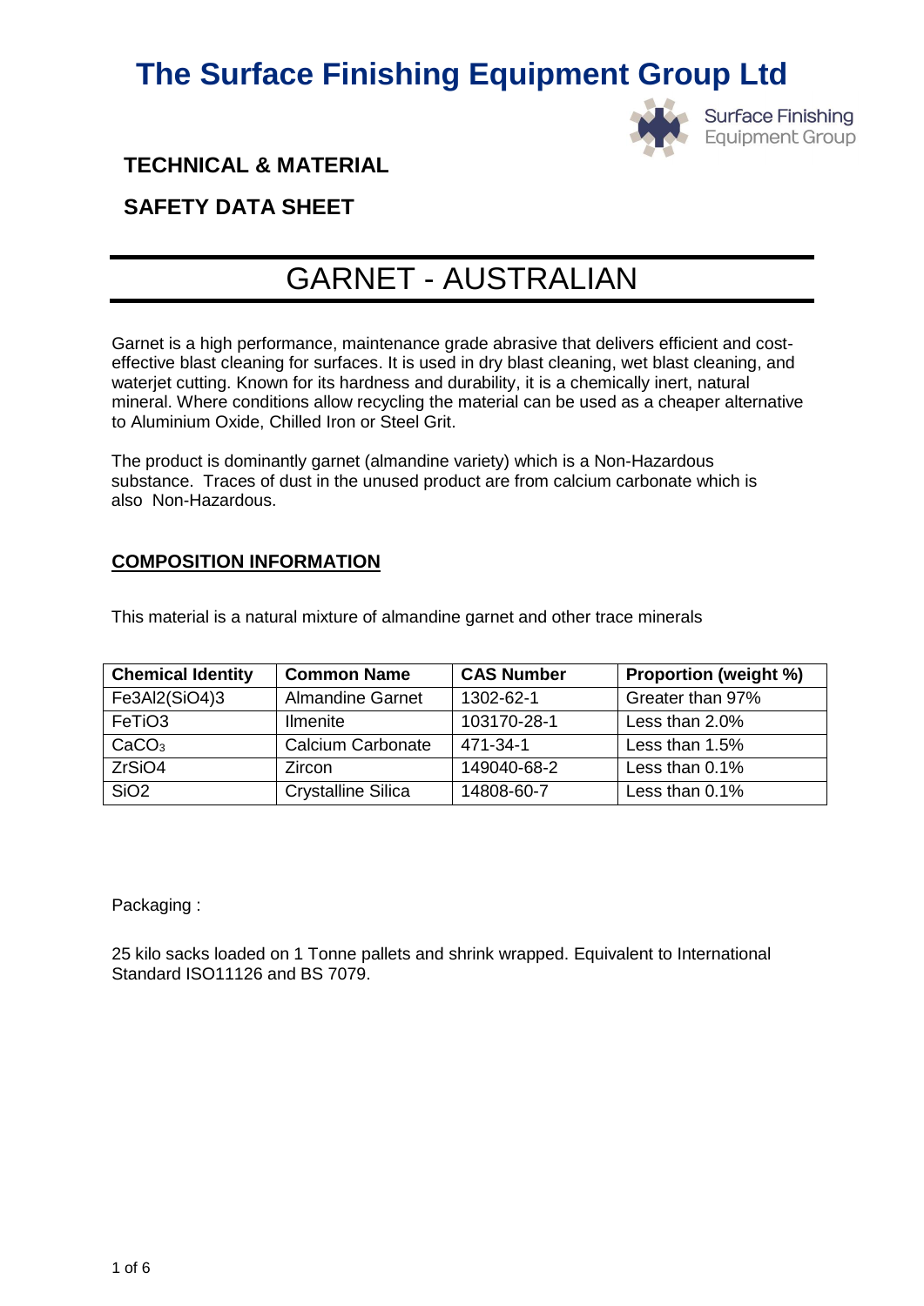# The Surface Finishing Equipment Group Ltd

**TECHNICAL & MATERIAL**

**SAFETY DATA SHEET**

# GARNET - AUSTRALIAN

Garnet is a high performance, maintenance grade abrasive that delivers efficient and cost-effective blast cleaning for surfaces. It is used in dry blast cleaning, wet blast cleaning, and waterjet cutting. Known for its hardness and durability, it is a chemically inert, natural mineral. Where conditions allow recycling the material can be used as a cheaper alternative to Aluminium Oxide, Chilled Iron or Steel Grit.

The product is dominantly garnet (almandine variety) which is a Non-Hazardous substance. Traces of dust in the unused product are from calcium carbonate which is also Non-Hazardous.

## COMPOSITION INFORMATION

This material is a natural mixture of almandine garnet and other trace minerals

| Chemical Identity | Common Name | CAS Number | Proportion (weight %) |
| --- | --- | --- | --- |
| $Fe_3Al_2(SiO_4)_3$ | Almandine Garnet | 1302-62-1 | Greater than 97% |
| $FeTiO_3$ | Ilmenite | 103170-28-1 | Less than 2.0% |
| $CaCO_3$ | Calcium Carbonate | 471-34-1 | Less than 1.5% |
| $ZrSiO_4$ | Zircon | 149040-68-2 | Less than 0.1% |
| $SiO_2$ | Crystalline Silica | 14808-60-7 | Less than 0.1% |

Packaging :

25 kilo sacks loaded on 1 Tonne pallets and shrink wrapped. Equivalent to International Standard ISO11126 and BS 7079.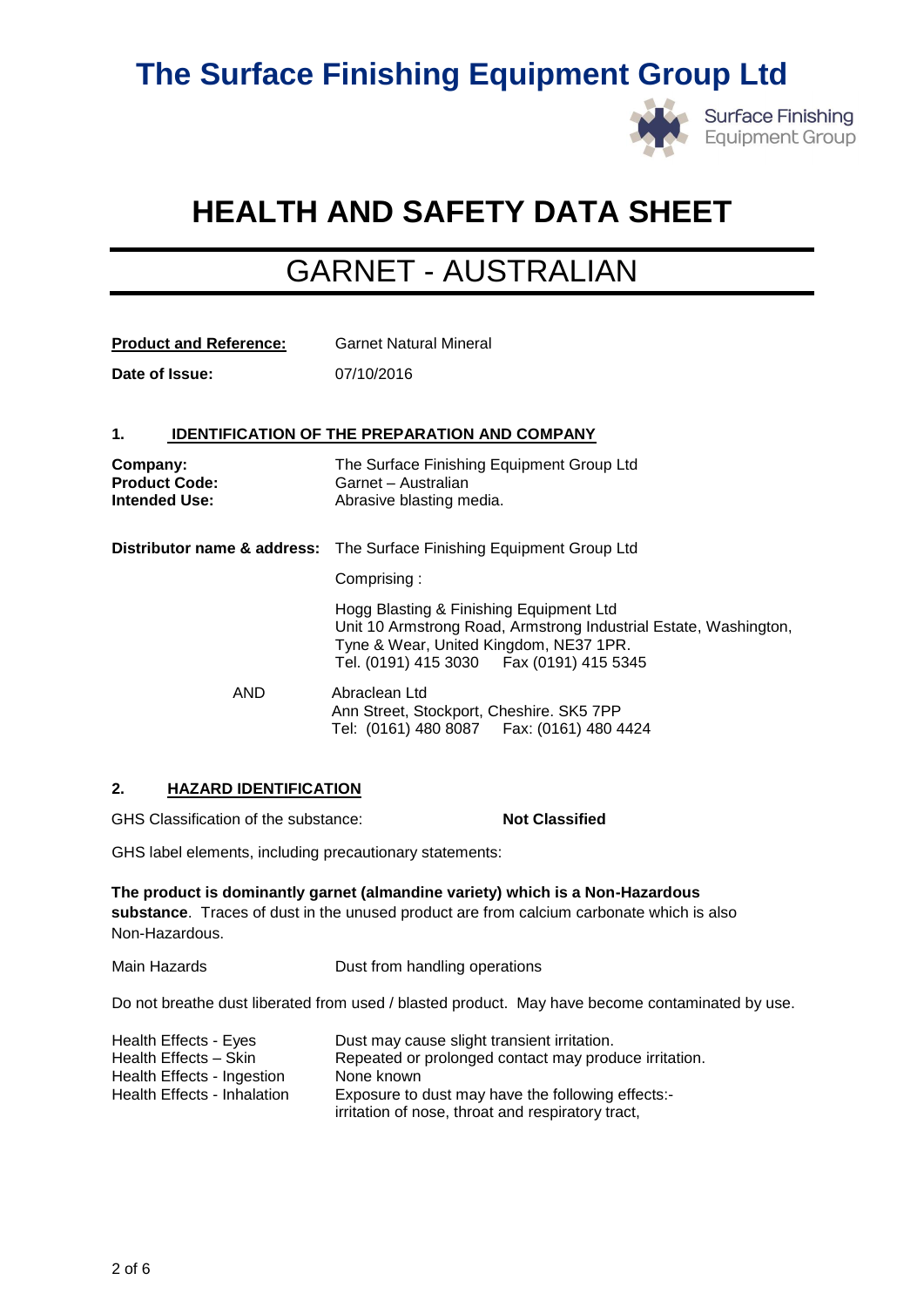# The Surface Finishing Equipment Group Ltd

# HEALTH AND SAFETY DATA SHEET

## GARNET - AUSTRALIAN

| | |
|---|---|
| **Product and Reference:** | Garnet Natural Mineral |
| **Date of Issue:** | 07/10/2016 |

### 1. IDENTIFICATION OF THE PREPARATION AND COMPANY

| | |
|---|---|
| **Company:** | The Surface Finishing Equipment Group Ltd |
| **Product Code:** | Garnet – Australian |
| **Intended Use:** | Abrasive blasting media. |

**Distributor name & address:** The Surface Finishing Equipment Group Ltd

Comprising :

Hogg Blasting & Finishing Equipment Ltd
Unit 10 Armstrong Road, Armstrong Industrial Estate, Washington, Tyne & Wear, United Kingdom, NE37 1PR.
Tel. (0191) 415 3030    Fax (0191) 415 5345

AND

Abraclean Ltd
Ann Street, Stockport, Cheshire. SK5 7PP
Tel: (0161) 480 8087    Fax: (0161) 480 4424

### 2. HAZARD IDENTIFICATION

GHS Classification of the substance: **Not Classified**

GHS label elements, including precautionary statements:

**The product is dominantly garnet (almandine variety) which is a Non-Hazardous substance**. Traces of dust in the unused product are from calcium carbonate which is also Non-Hazardous.

Main Hazards: Dust from handling operations

Do not breathe dust liberated from used / blasted product. May have become contaminated by use.

| | |
|---|---|
| Health Effects - Eyes | Dust may cause slight transient irritation. |
| Health Effects – Skin | Repeated or prolonged contact may produce irritation. |
| Health Effects - Ingestion | None known |
| Health Effects - Inhalation | Exposure to dust may have the following effects:- irritation of nose, throat and respiratory tract, |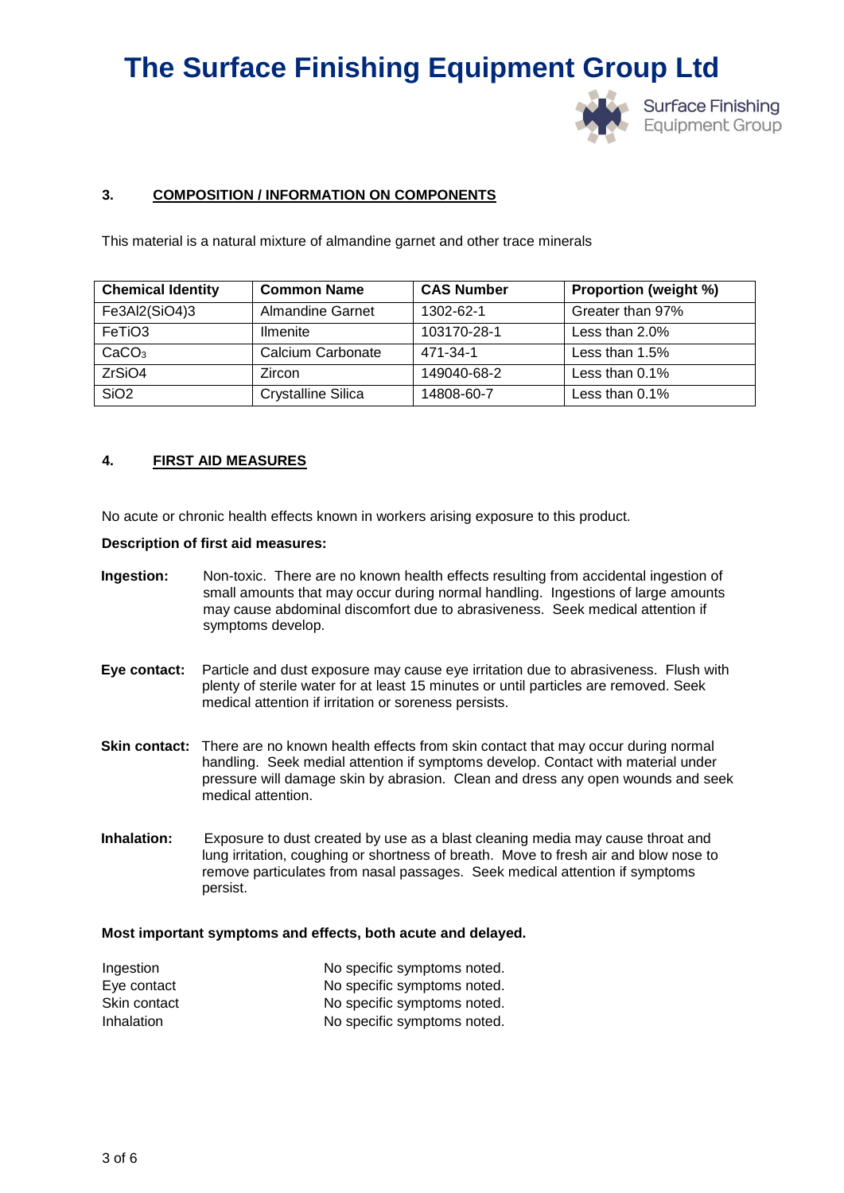## 3. COMPOSITION / INFORMATION ON COMPONENTS

This material is a natural mixture of almandine garnet and other trace minerals

| Chemical Identity | Common Name | CAS Number | Proportion (weight %) |
|---|---|---|---|
| $Fe_3Al_2(SiO_4)_3$ | Almandine Garnet | 1302-62-1 | Greater than 97% |
| $FeTiO_3$ | Ilmenite | 103170-28-1 | Less than 2.0% |
| $CaCO_3$ | Calcium Carbonate | 471-34-1 | Less than 1.5% |
| $ZrSiO_4$ | Zircon | 149040-68-2 | Less than 0.1% |
| $SiO_2$ | Crystalline Silica | 14808-60-7 | Less than 0.1% |

## 4. FIRST AID MEASURES

No acute or chronic health effects known in workers arising exposure to this product.

**Description of first aid measures:**

**Ingestion:** Non-toxic. There are no known health effects resulting from accidental ingestion of small amounts that may occur during normal handling. Ingestions of large amounts may cause abdominal discomfort due to abrasiveness. Seek medical attention if symptoms develop.

**Eye contact:** Particle and dust exposure may cause eye irritation due to abrasiveness. Flush with plenty of sterile water for at least 15 minutes or until particles are removed. Seek medical attention if irritation or soreness persists.

**Skin contact:** There are no known health effects from skin contact that may occur during normal handling. Seek medial attention if symptoms develop. Contact with material under pressure will damage skin by abrasion. Clean and dress any open wounds and seek medical attention.

**Inhalation:** Exposure to dust created by use as a blast cleaning media may cause throat and lung irritation, coughing or shortness of breath. Move to fresh air and blow nose to remove particulates from nasal passages. Seek medical attention if symptoms persist.

**Most important symptoms and effects, both acute and delayed.**

| | |
|---|---|
| Ingestion | No specific symptoms noted. |
| Eye contact | No specific symptoms noted. |
| Skin contact | No specific symptoms noted. |
| Inhalation | No specific symptoms noted. |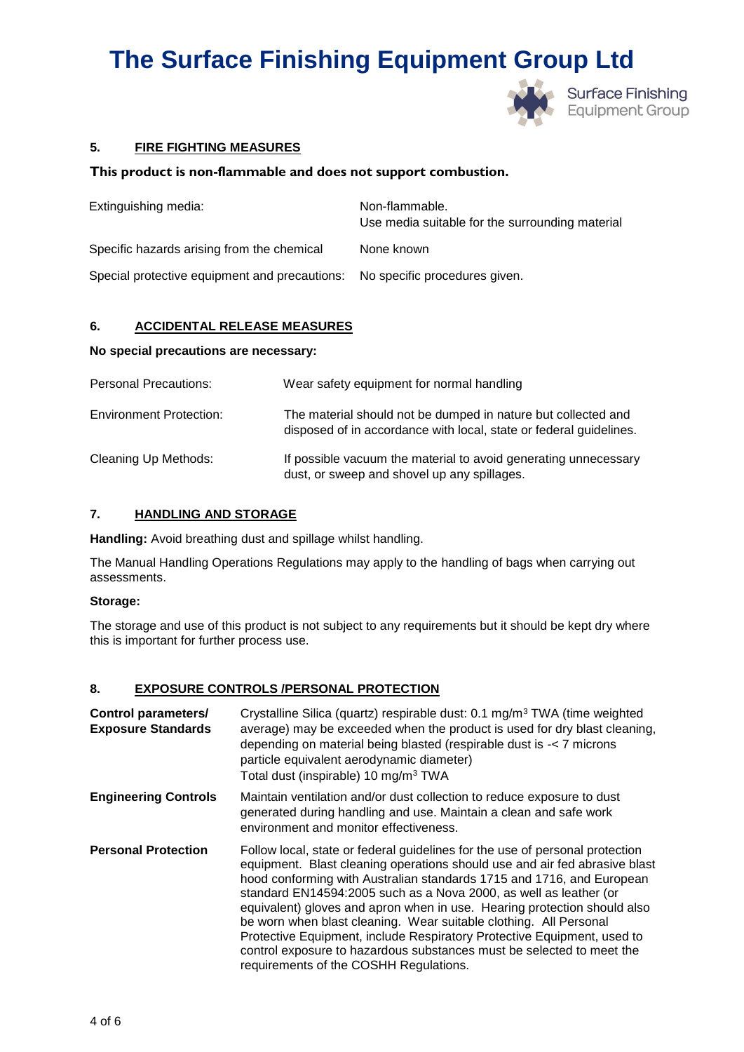### 5. FIRE FIGHTING MEASURES

**This product is non-flammable and does not support combustion.**

| | |
|---|---|
| Extinguishing media: | Non-flammable.<br>Use media suitable for the surrounding material |
| Specific hazards arising from the chemical | None known |
| Special protective equipment and precautions: | No specific procedures given. |

### 6. ACCIDENTAL RELEASE MEASURES

**No special precautions are necessary:**

| | |
|---|---|
| Personal Precautions: | Wear safety equipment for normal handling |
| Environment Protection: | The material should not be dumped in nature but collected and disposed of in accordance with local, state or federal guidelines. |
| Cleaning Up Methods: | If possible vacuum the material to avoid generating unnecessary dust, or sweep and shovel up any spillages. |

### 7. HANDLING AND STORAGE

**Handling:** Avoid breathing dust and spillage whilst handling.

The Manual Handling Operations Regulations may apply to the handling of bags when carrying out assessments.

**Storage:**

The storage and use of this product is not subject to any requirements but it should be kept dry where this is important for further process use.

### 8. EXPOSURE CONTROLS /PERSONAL PROTECTION

| | |
|---|---|
| **Control parameters/ Exposure Standards** | Crystalline Silica (quartz) respirable dust: 0.1 mg/m$^3$ TWA (time weighted average) may be exceeded when the product is used for dry blast cleaning, depending on material being blasted (respirable dust is -< 7 microns particle equivalent aerodynamic diameter)<br>Total dust (inspirable) 10 mg/m$^3$ TWA |
| **Engineering Controls** | Maintain ventilation and/or dust collection to reduce exposure to dust generated during handling and use. Maintain a clean and safe work environment and monitor effectiveness. |
| **Personal Protection** | Follow local, state or federal guidelines for the use of personal protection equipment. Blast cleaning operations should use and air fed abrasive blast hood conforming with Australian standards 1715 and 1716, and European standard EN14594:2005 such as a Nova 2000, as well as leather (or equivalent) gloves and apron when in use. Hearing protection should also be worn when blast cleaning. Wear suitable clothing. All Personal Protective Equipment, include Respiratory Protective Equipment, used to control exposure to hazardous substances must be selected to meet the requirements of the COSHH Regulations. |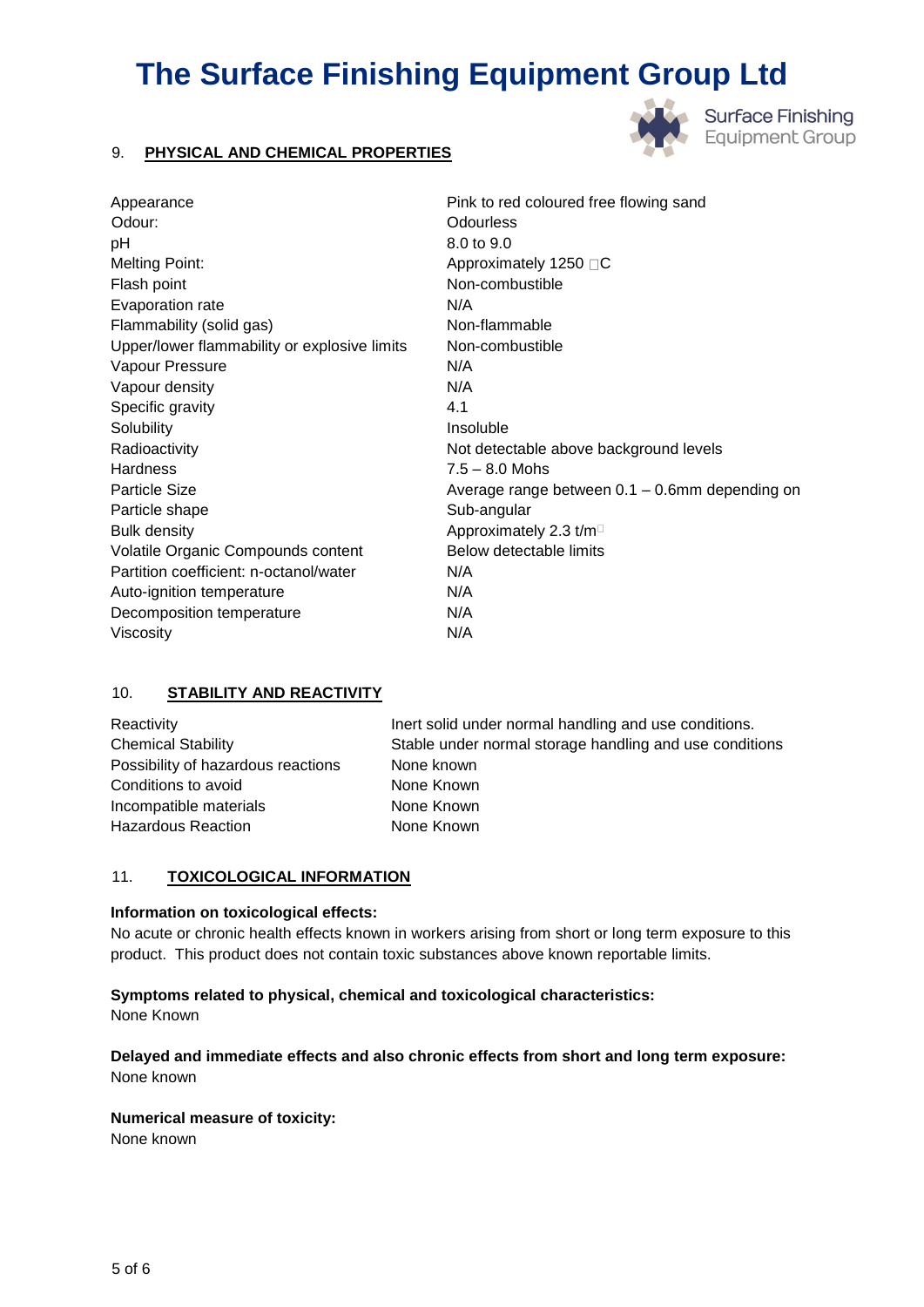# The Surface Finishing Equipment Group Ltd

## 9. PHYSICAL AND CHEMICAL PROPERTIES

| Property | Value |
|---|---|
| Appearance | Pink to red coloured free flowing sand |
| Odour: | Odourless |
| pH | 8.0 to 9.0 |
| Melting Point: | Approximately 1250 □C |
| Flash point | Non-combustible |
| Evaporation rate | N/A |
| Flammability (solid gas) | Non-flammable |
| Upper/lower flammability or explosive limits | Non-combustible |
| Vapour Pressure | N/A |
| Vapour density | N/A |
| Specific gravity | 4.1 |
| Solubility | Insoluble |
| Radioactivity | Not detectable above background levels |
| Hardness | 7.5 – 8.0 Mohs |
| Particle Size | Average range between 0.1 – 0.6mm depending on |
| Particle shape | Sub-angular |
| Bulk density | Approximately 2.3 t/m□ |
| Volatile Organic Compounds content | Below detectable limits |
| Partition coefficient: n-octanol/water | N/A |
| Auto-ignition temperature | N/A |
| Decomposition temperature | N/A |
| Viscosity | N/A |

## 10. STABILITY AND REACTIVITY

| Property | Value |
|---|---|
| Reactivity | Inert solid under normal handling and use conditions. |
| Chemical Stability | Stable under normal storage handling and use conditions |
| Possibility of hazardous reactions | None known |
| Conditions to avoid | None Known |
| Incompatible materials | None Known |
| Hazardous Reaction | None Known |

## 11. TOXICOLOGICAL INFORMATION

**Information on toxicological effects:**

No acute or chronic health effects known in workers arising from short or long term exposure to this product. This product does not contain toxic substances above known reportable limits.

**Symptoms related to physical, chemical and toxicological characteristics:**

None Known

**Delayed and immediate effects and also chronic effects from short and long term exposure:**

None known

**Numerical measure of toxicity:**

None known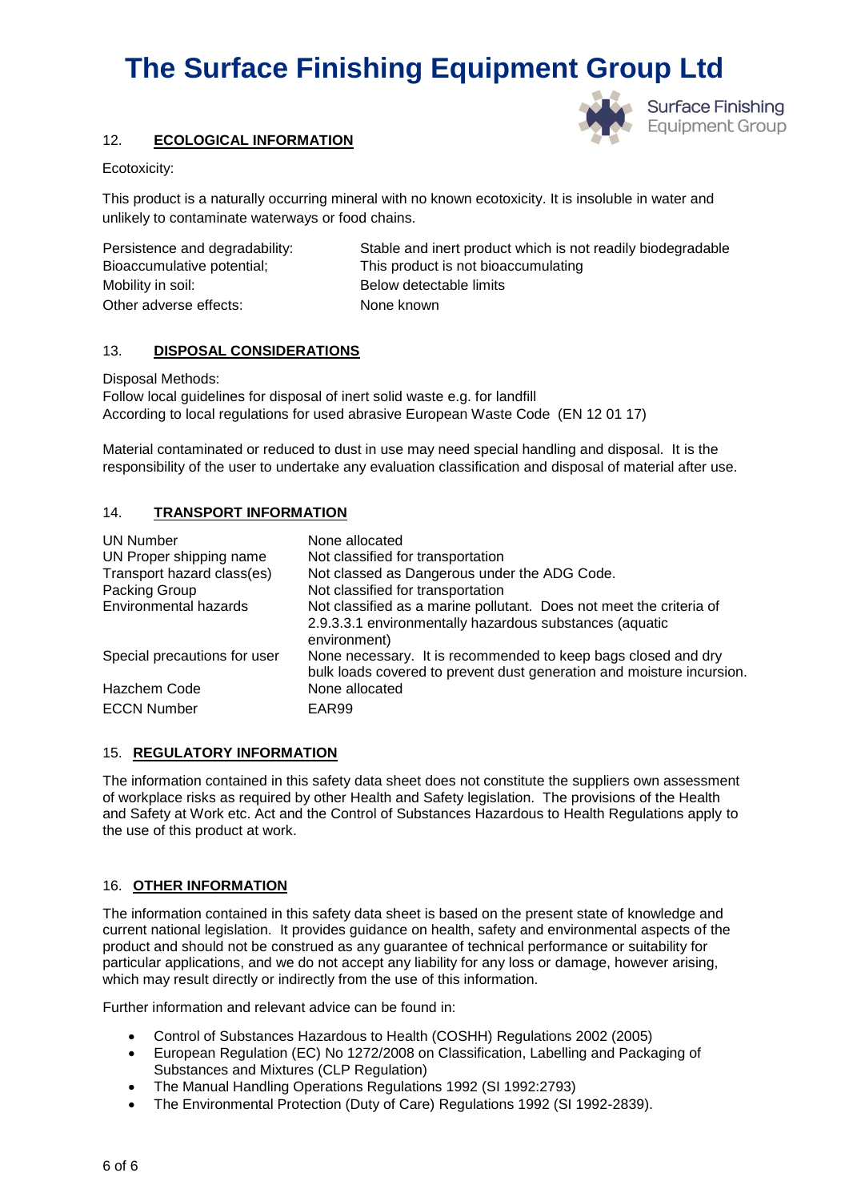## 12. ECOLOGICAL INFORMATION

Ecotoxicity:

This product is a naturally occurring mineral with no known ecotoxicity. It is insoluble in water and unlikely to contaminate waterways or food chains.

| | |
|---|---|
| Persistence and degradability: | Stable and inert product which is not readily biodegradable |
| Bioaccumulative potential; | This product is not bioaccumulating |
| Mobility in soil: | Below detectable limits |
| Other adverse effects: | None known |

## 13. DISPOSAL CONSIDERATIONS

Disposal Methods:
Follow local guidelines for disposal of inert solid waste e.g. for landfill
According to local regulations for used abrasive European Waste Code (EN 12 01 17)

Material contaminated or reduced to dust in use may need special handling and disposal. It is the responsibility of the user to undertake any evaluation classification and disposal of material after use.

## 14. TRANSPORT INFORMATION

| | |
|---|---|
| UN Number | None allocated |
| UN Proper shipping name | Not classified for transportation |
| Transport hazard class(es) | Not classed as Dangerous under the ADG Code. |
| Packing Group | Not classified for transportation |
| Environmental hazards | Not classified as a marine pollutant. Does not meet the criteria of 2.9.3.3.1 environmentally hazardous substances (aquatic environment) |
| Special precautions for user | None necessary. It is recommended to keep bags closed and dry bulk loads covered to prevent dust generation and moisture incursion. |
| Hazchem Code | None allocated |
| ECCN Number | EAR99 |

## 15. REGULATORY INFORMATION

The information contained in this safety data sheet does not constitute the suppliers own assessment of workplace risks as required by other Health and Safety legislation. The provisions of the Health and Safety at Work etc. Act and the Control of Substances Hazardous to Health Regulations apply to the use of this product at work.

## 16. OTHER INFORMATION

The information contained in this safety data sheet is based on the present state of knowledge and current national legislation. It provides guidance on health, safety and environmental aspects of the product and should not be construed as any guarantee of technical performance or suitability for particular applications, and we do not accept any liability for any loss or damage, however arising, which may result directly or indirectly from the use of this information.

Further information and relevant advice can be found in:

- Control of Substances Hazardous to Health (COSHH) Regulations 2002 (2005)
- European Regulation (EC) No 1272/2008 on Classification, Labelling and Packaging of Substances and Mixtures (CLP Regulation)
- The Manual Handling Operations Regulations 1992 (SI 1992:2793)
- The Environmental Protection (Duty of Care) Regulations 1992 (SI 1992-2839).